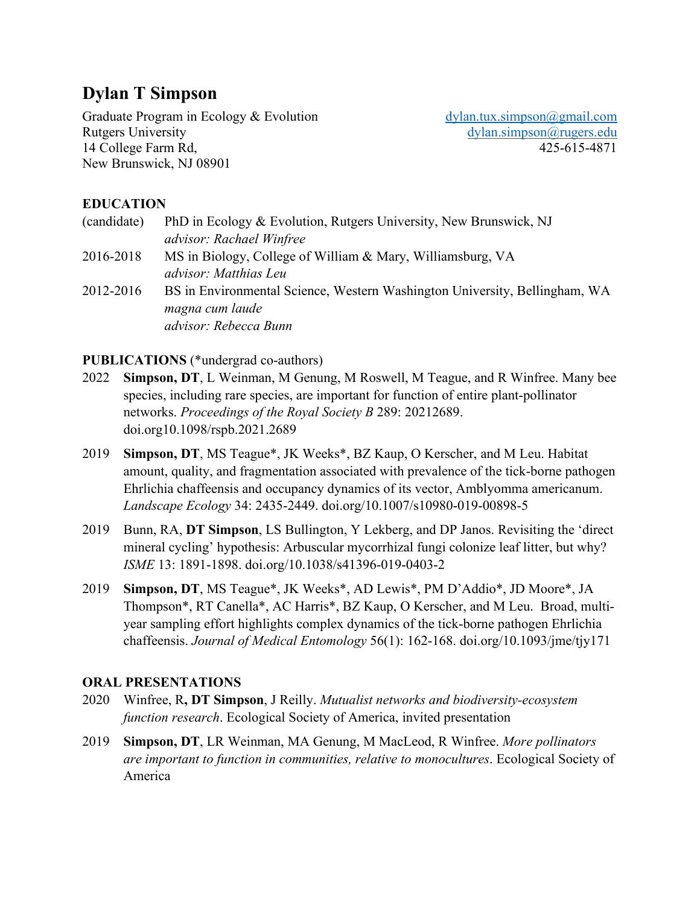# Dylan T Simpson

Graduate Program in Ecology & Evolution
Rutgers University
14 College Farm Rd,
New Brunswick, NJ 08901

dylan.tux.simpson@gmail.com
dylan.simpson@rugers.edu
425-615-4871

## EDUCATION

(candidate) PhD in Ecology & Evolution, Rutgers University, New Brunswick, NJ
*advisor: Rachael Winfree*

2016-2018 MS in Biology, College of William & Mary, Williamsburg, VA
*advisor: Matthias Leu*

2012-2016 BS in Environmental Science, Western Washington University, Bellingham, WA
*magna cum laude*
*advisor: Rebecca Bunn*

## PUBLICATIONS (*undergrad co-authors)

2022 **Simpson, DT**, L Weinman, M Genung, M Roswell, M Teague, and R Winfree. Many bee species, including rare species, are important for function of entire plant-pollinator networks. *Proceedings of the Royal Society B* 289: 20212689. doi.org10.1098/rspb.2021.2689

2019 **Simpson, DT**, MS Teague*, JK Weeks*, BZ Kaup, O Kerscher, and M Leu. Habitat amount, quality, and fragmentation associated with prevalence of the tick-borne pathogen Ehrlichia chaffeensis and occupancy dynamics of its vector, Amblyomma americanum. *Landscape Ecology* 34: 2435-2449. doi.org/10.1007/s10980-019-00898-5

2019 Bunn, RA, **DT Simpson**, LS Bullington, Y Lekberg, and DP Janos. Revisiting the 'direct mineral cycling' hypothesis: Arbuscular mycorrhizal fungi colonize leaf litter, but why? *ISME* 13: 1891-1898. doi.org/10.1038/s41396-019-0403-2

2019 **Simpson, DT**, MS Teague*, JK Weeks*, AD Lewis*, PM D'Addio*, JD Moore*, JA Thompson*, RT Canella*, AC Harris*, BZ Kaup, O Kerscher, and M Leu. Broad, multi-year sampling effort highlights complex dynamics of the tick-borne pathogen Ehrlichia chaffeensis. *Journal of Medical Entomology* 56(1): 162-168. doi.org/10.1093/jme/tjy171

## ORAL PRESENTATIONS

2020 Winfree, R**, DT Simpson**, J Reilly. *Mutualist networks and biodiversity-ecosystem function research*. Ecological Society of America, invited presentation

2019 **Simpson, DT**, LR Weinman, MA Genung, M MacLeod, R Winfree. *More pollinators are important to function in communities, relative to monocultures*. Ecological Society of America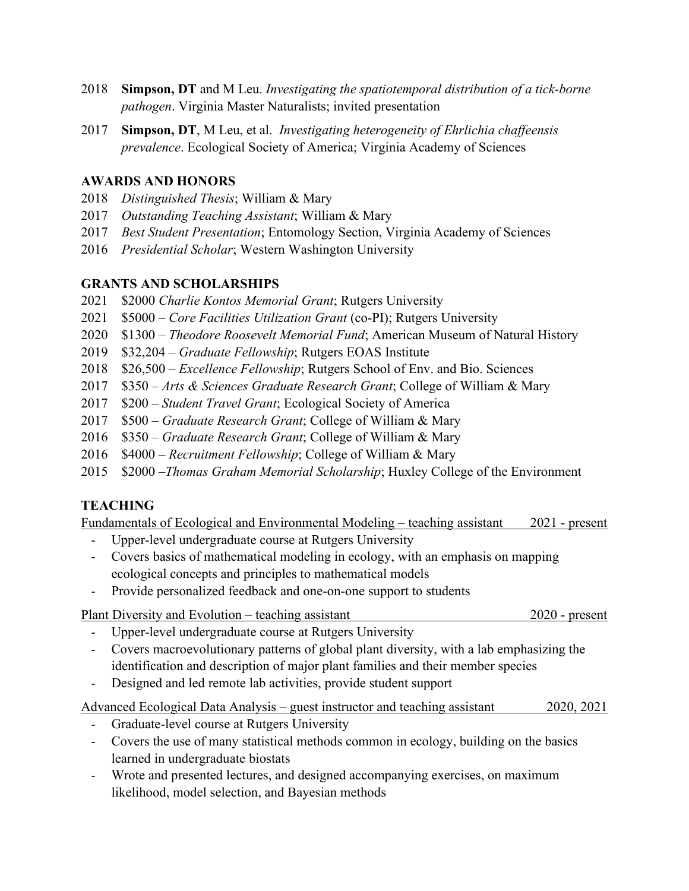2018 **Simpson, DT** and M Leu. *Investigating the spatiotemporal distribution of a tick-borne pathogen*. Virginia Master Naturalists; invited presentation

2017 **Simpson, DT**, M Leu, et al. *Investigating heterogeneity of Ehrlichia chaffeensis prevalence*. Ecological Society of America; Virginia Academy of Sciences

## AWARDS AND HONORS

2018 *Distinguished Thesis*; William & Mary
2017 *Outstanding Teaching Assistant*; William & Mary
2017 *Best Student Presentation*; Entomology Section, Virginia Academy of Sciences
2016 *Presidential Scholar*; Western Washington University

## GRANTS AND SCHOLARSHIPS

2021 $2000 *Charlie Kontos Memorial Grant*; Rutgers University
2021 $5000 – *Core Facilities Utilization Grant* (co-PI); Rutgers University
2020 $1300 – *Theodore Roosevelt Memorial Fund*; American Museum of Natural History
2019 $32,204 – *Graduate Fellowship*; Rutgers EOAS Institute
2018 $26,500 – *Excellence Fellowship*; Rutgers School of Env. and Bio. Sciences
2017 $350 – *Arts & Sciences Graduate Research Grant*; College of William & Mary
2017 $200 – *Student Travel Grant*; Ecological Society of America
2017 $500 – *Graduate Research Grant*; College of William & Mary
2016 $350 – *Graduate Research Grant*; College of William & Mary
2016 $4000 – *Recruitment Fellowship*; College of William & Mary
2015 $2000 –*Thomas Graham Memorial Scholarship*; Huxley College of the Environment

## TEACHING

Fundamentals of Ecological and Environmental Modeling – teaching assistant 2021 - present

- Upper-level undergraduate course at Rutgers University
- Covers basics of mathematical modeling in ecology, with an emphasis on mapping ecological concepts and principles to mathematical models
- Provide personalized feedback and one-on-one support to students

Plant Diversity and Evolution – teaching assistant 2020 - present

- Upper-level undergraduate course at Rutgers University
- Covers macroevolutionary patterns of global plant diversity, with a lab emphasizing the identification and description of major plant families and their member species
- Designed and led remote lab activities, provide student support

Advanced Ecological Data Analysis – guest instructor and teaching assistant 2020, 2021

- Graduate-level course at Rutgers University
- Covers the use of many statistical methods common in ecology, building on the basics learned in undergraduate biostats
- Wrote and presented lectures, and designed accompanying exercises, on maximum likelihood, model selection, and Bayesian methods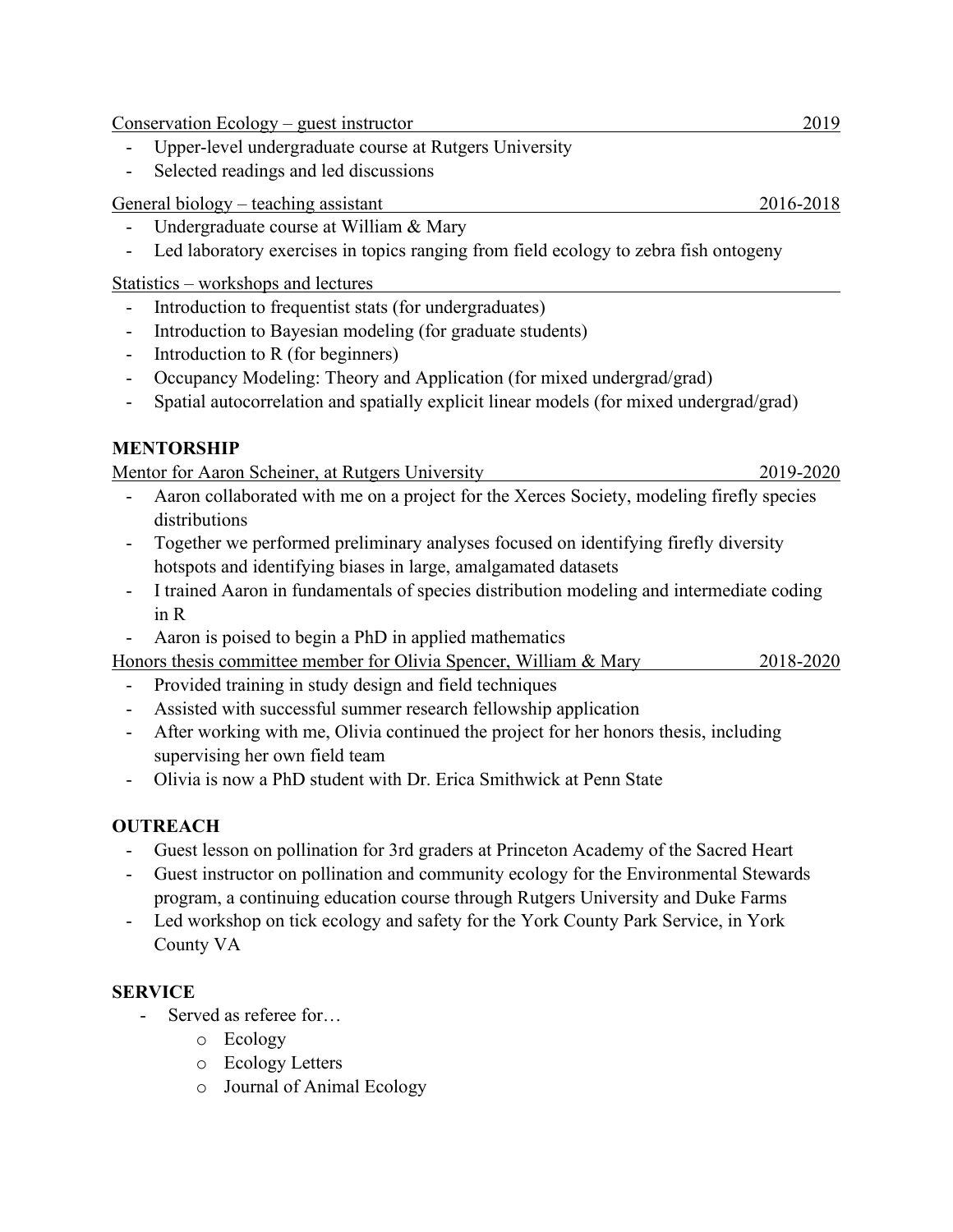Conservation Ecology – guest instructor 2019

- Upper-level undergraduate course at Rutgers University
- Selected readings and led discussions

General biology – teaching assistant 2016-2018

- Undergraduate course at William & Mary
- Led laboratory exercises in topics ranging from field ecology to zebra fish ontogeny

Statistics – workshops and lectures

- Introduction to frequentist stats (for undergraduates)
- Introduction to Bayesian modeling (for graduate students)
- Introduction to R (for beginners)
- Occupancy Modeling: Theory and Application (for mixed undergrad/grad)
- Spatial autocorrelation and spatially explicit linear models (for mixed undergrad/grad)

## MENTORSHIP

Mentor for Aaron Scheiner, at Rutgers University 2019-2020

- Aaron collaborated with me on a project for the Xerces Society, modeling firefly species distributions
- Together we performed preliminary analyses focused on identifying firefly diversity hotspots and identifying biases in large, amalgamated datasets
- I trained Aaron in fundamentals of species distribution modeling and intermediate coding in R
- Aaron is poised to begin a PhD in applied mathematics

Honors thesis committee member for Olivia Spencer, William & Mary 2018-2020

- Provided training in study design and field techniques
- Assisted with successful summer research fellowship application
- After working with me, Olivia continued the project for her honors thesis, including supervising her own field team
- Olivia is now a PhD student with Dr. Erica Smithwick at Penn State

## OUTREACH

- Guest lesson on pollination for 3rd graders at Princeton Academy of the Sacred Heart
- Guest instructor on pollination and community ecology for the Environmental Stewards program, a continuing education course through Rutgers University and Duke Farms
- Led workshop on tick ecology and safety for the York County Park Service, in York County VA

## SERVICE

- Served as referee for…
  - Ecology
  - Ecology Letters
  - Journal of Animal Ecology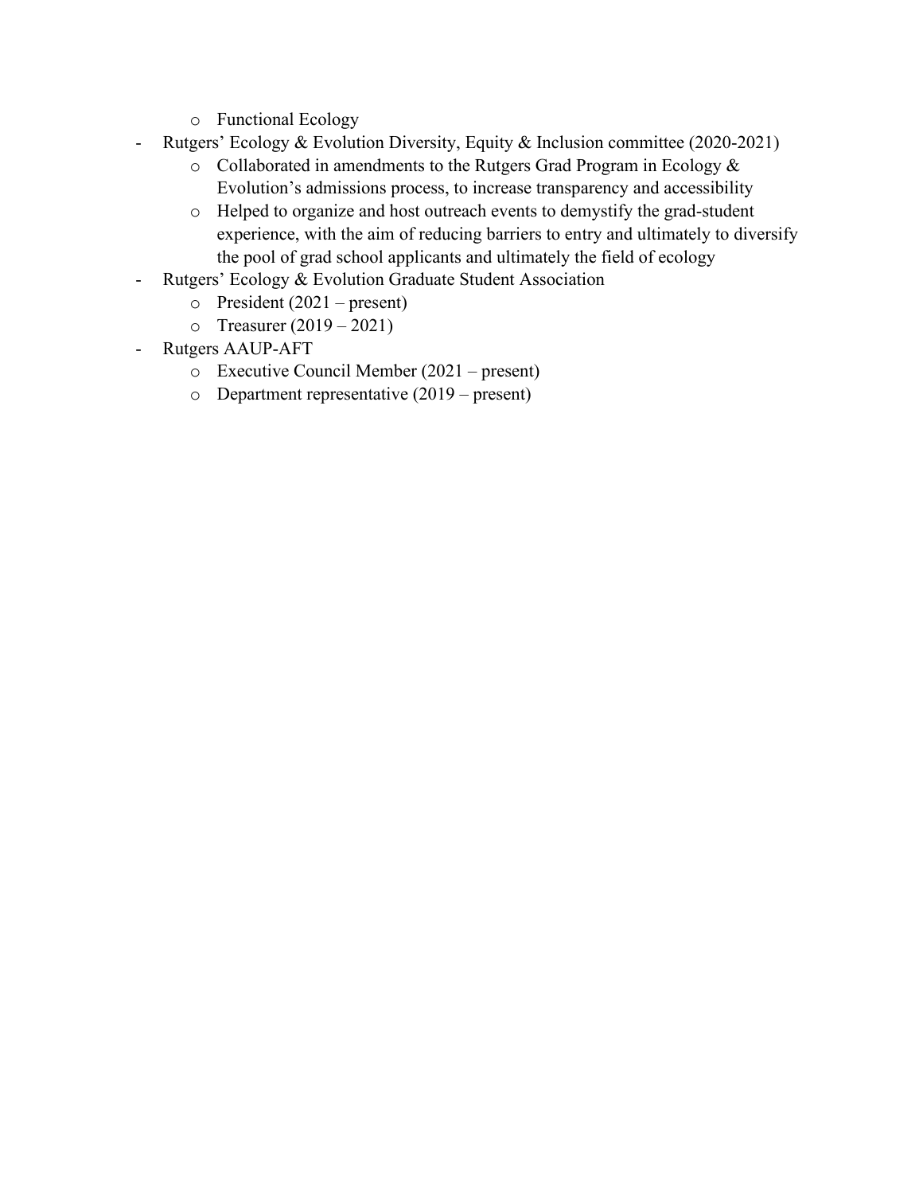- Functional Ecology
- Rutgers' Ecology & Evolution Diversity, Equity & Inclusion committee (2020-2021)
  - Collaborated in amendments to the Rutgers Grad Program in Ecology & Evolution's admissions process, to increase transparency and accessibility
  - Helped to organize and host outreach events to demystify the grad-student experience, with the aim of reducing barriers to entry and ultimately to diversify the pool of grad school applicants and ultimately the field of ecology
- Rutgers' Ecology & Evolution Graduate Student Association
  - President (2021 – present)
  - Treasurer (2019 – 2021)
- Rutgers AAUP-AFT
  - Executive Council Member (2021 – present)
  - Department representative (2019 – present)